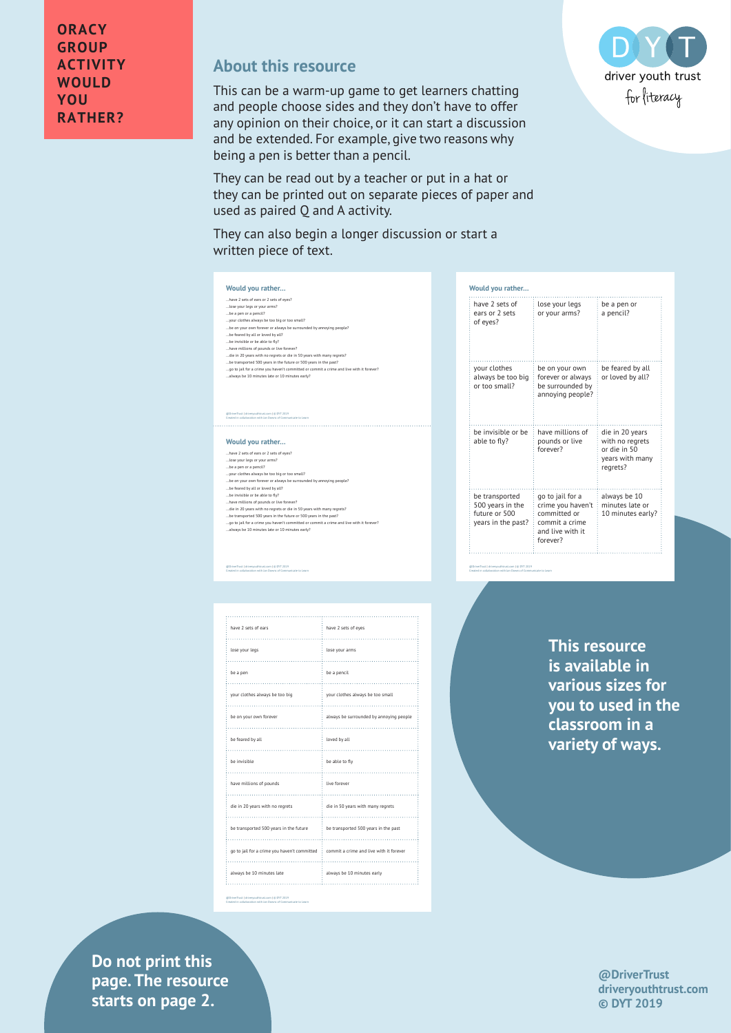**ORACY GROUP ACTIVITY WOULD YOU RATHER?**

driver youth trust for literacy

## About this resource

This can be a warm-up game to get learners chatting and people choose sides and they don't have to offer any opinion on their choice, or it can start a discussion and be extended. For example, give two reasons why being a pen is better than a pencil.

They can be read out by a teacher or put in a hat or they can be printed out on separate pieces of paper and used as paired Q and A activity.

They can also begin a longer discussion or start a written piece of text.

**Would you rather...**

...have 2 sets of ears or 2 sets of eyes?
...lose your legs or your arms?
...be a pen or a pencil?
...your clothes always be too big or too small?
...be on your own forever or always be surrounded by annoying people?
...be feared by all or loved by all?
...be invisible or be able to fly?
...have millions of pounds or live forever?
...die in 20 years with no regrets or die in 50 years with many regrets?
...be transported 500 years in the future or 500 years in the past?
...go to jail for a crime you haven't committed or commit a crime and live with it forever?
...always be 10 minutes late or 10 minutes early?

**Would you rather...**

| have 2 sets of ears or 2 sets of eyes? | lose your legs or your arms? | be a pen or a pencil? |
|---|---|---|
| your clothes always be too big or too small? | be on your own forever or always be surrounded by annoying people? | be feared by all or loved by all? |
| be invisible or be able to fly? | have millions of pounds or live forever? | die in 20 years with no regrets or die in 50 years with many regrets? |
| be transported 500 years in the future or 500 years in the past? | go to jail for a crime you haven't committed or commit a crime and live with it forever? | always be 10 minutes late or 10 minutes early? |

| | |
|---|---|
| have 2 sets of ears | have 2 sets of eyes |
| lose your legs | lose your arms |
| be a pen | be a pencil |
| your clothes always be too big | your clothes always be too small |
| be on your own forever | always be surrounded by annoying people |
| be feared by all | loved by all |
| be invisible | be able to fly |
| have millions of pounds | live forever |
| die in 20 years with no regrets | die in 50 years with many regrets |
| be transported 500 years in the future | be transported 500 years in the past |
| go to jail for a crime you haven't committed | commit a crime and live with it forever |
| always be 10 minutes late | always be 10 minutes early |

**This resource is available in various sizes for you to used in the classroom in a variety of ways.**

**Do not print this page. The resource starts on page 2.**

**@DriverTrust**
**driveryouthtrust.com**
**© DYT 2019**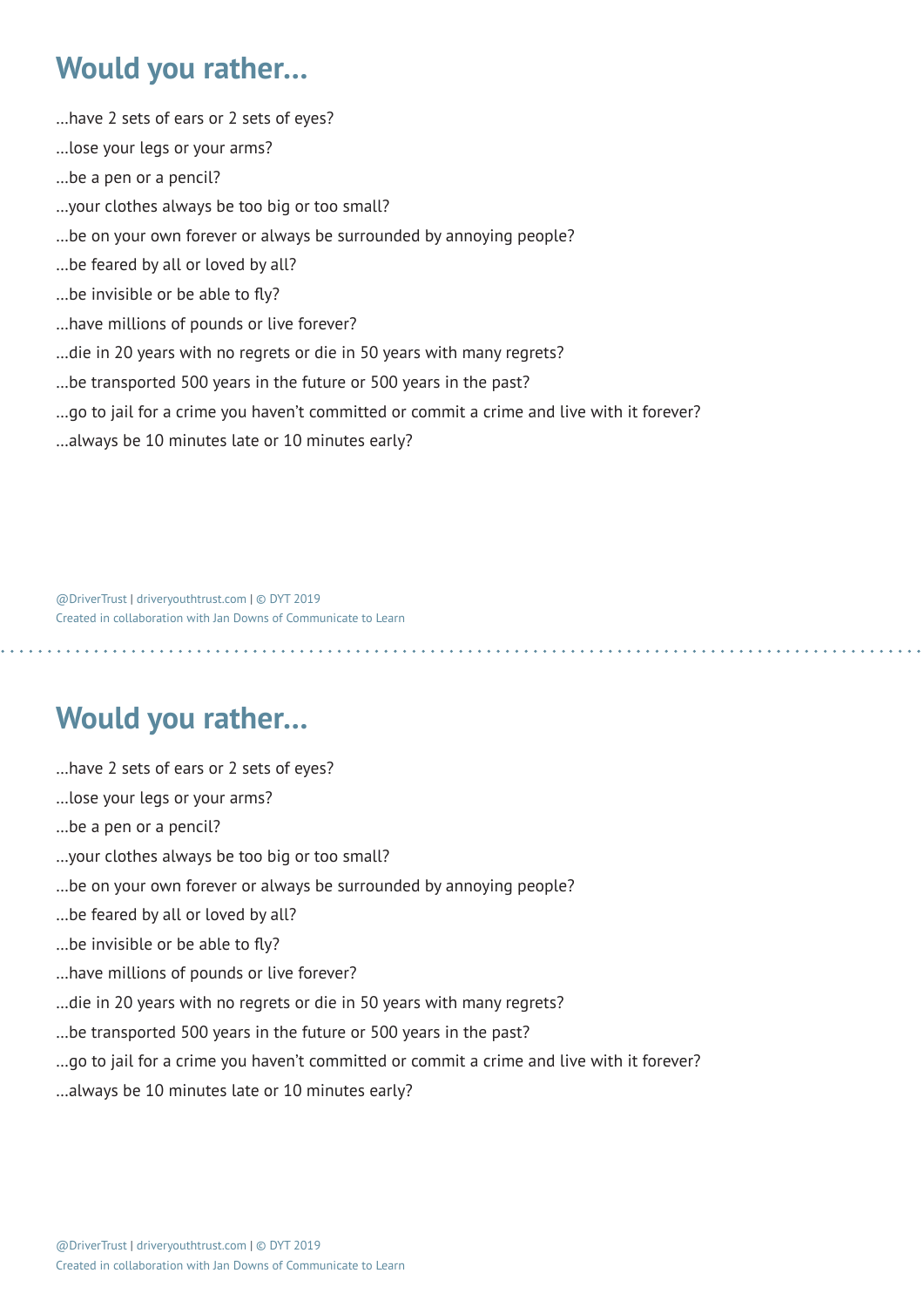# Would you rather...

...have 2 sets of ears or 2 sets of eyes?

...lose your legs or your arms?

...be a pen or a pencil?

...your clothes always be too big or too small?

...be on your own forever or always be surrounded by annoying people?

...be feared by all or loved by all?

...be invisible or be able to fly?

...have millions of pounds or live forever?

...die in 20 years with no regrets or die in 50 years with many regrets?

...be transported 500 years in the future or 500 years in the past?

...go to jail for a crime you haven't committed or commit a crime and live with it forever?

...always be 10 minutes late or 10 minutes early?

@DriverTrust | driveryouthtrust.com | © DYT 2019
Created in collaboration with Jan Downs of Communicate to Learn

# Would you rather...

...have 2 sets of ears or 2 sets of eyes?

...lose your legs or your arms?

...be a pen or a pencil?

...your clothes always be too big or too small?

...be on your own forever or always be surrounded by annoying people?

...be feared by all or loved by all?

...be invisible or be able to fly?

...have millions of pounds or live forever?

...die in 20 years with no regrets or die in 50 years with many regrets?

...be transported 500 years in the future or 500 years in the past?

...go to jail for a crime you haven't committed or commit a crime and live with it forever?

...always be 10 minutes late or 10 minutes early?

@DriverTrust | driveryouthtrust.com | © DYT 2019
Created in collaboration with Jan Downs of Communicate to Learn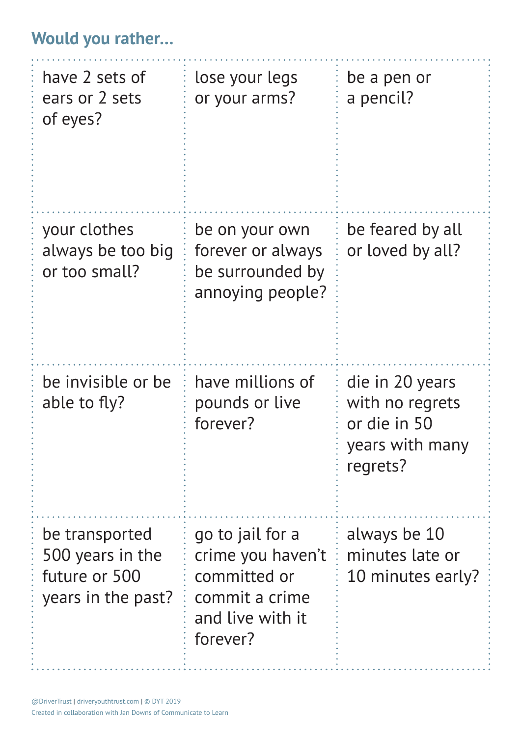## Would you rather...

| | | |
|---|---|---|
| have 2 sets of ears or 2 sets of eyes? | lose your legs or your arms? | be a pen or a pencil? |
| your clothes always be too big or too small? | be on your own forever or always be surrounded by annoying people? | be feared by all or loved by all? |
| be invisible or be able to fly? | have millions of pounds or live forever? | die in 20 years with no regrets or die in 50 years with many regrets? |
| be transported 500 years in the future or 500 years in the past? | go to jail for a crime you haven't committed or commit a crime and live with it forever? | always be 10 minutes late or 10 minutes early? |

@DriverTrust | driveryouthtrust.com | © DYT 2019
Created in collaboration with Jan Downs of Communicate to Learn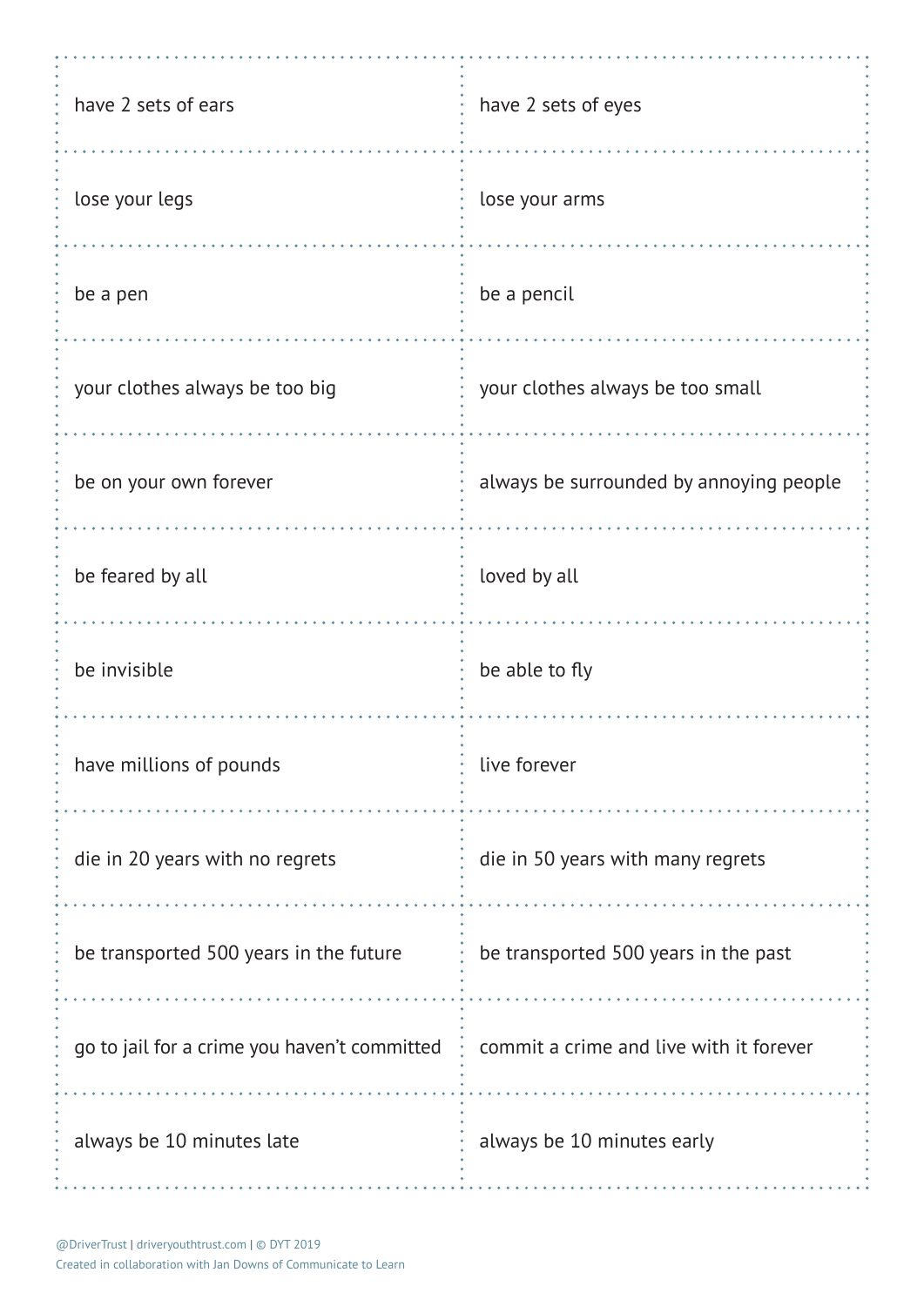| | |
|---|---|
| have 2 sets of ears | have 2 sets of eyes |
| lose your legs | lose your arms |
| be a pen | be a pencil |
| your clothes always be too big | your clothes always be too small |
| be on your own forever | always be surrounded by annoying people |
| be feared by all | loved by all |
| be invisible | be able to fly |
| have millions of pounds | live forever |
| die in 20 years with no regrets | die in 50 years with many regrets |
| be transported 500 years in the future | be transported 500 years in the past |
| go to jail for a crime you haven't committed | commit a crime and live with it forever |
| always be 10 minutes late | always be 10 minutes early |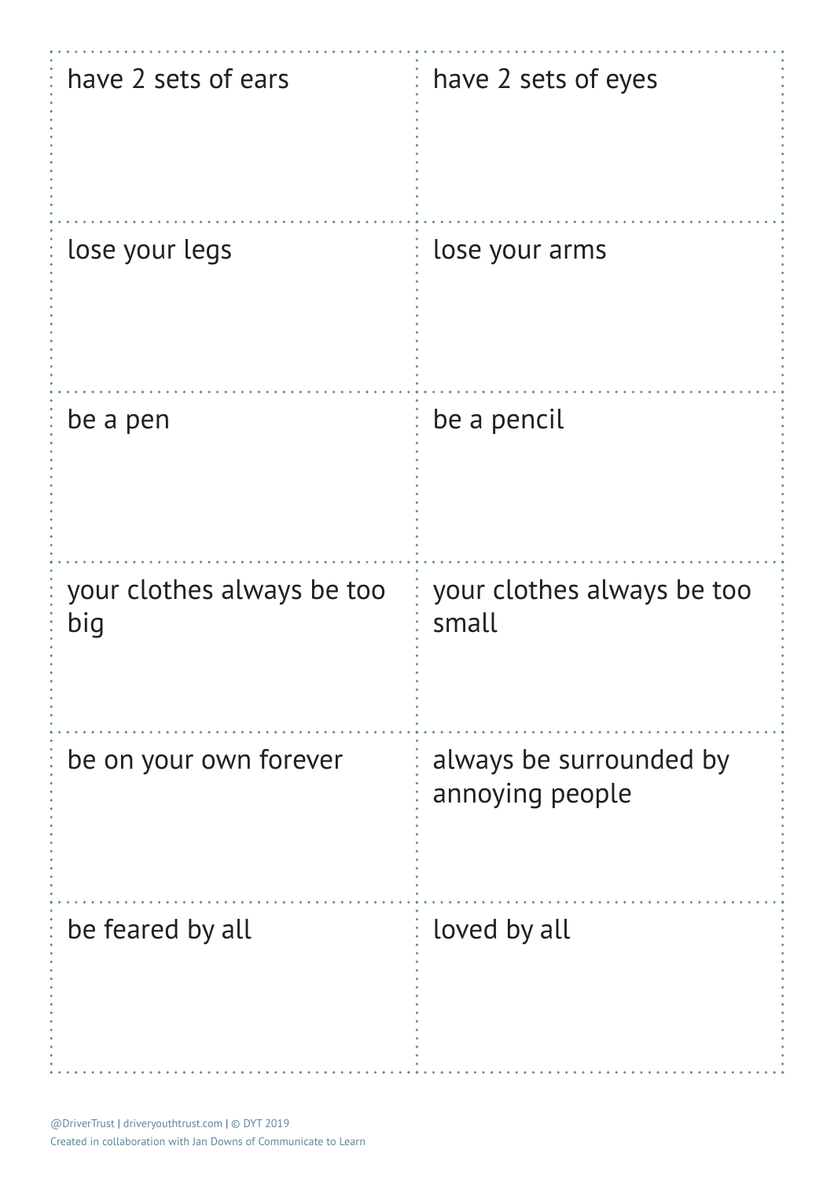| | |
|---|---|
| have 2 sets of ears | have 2 sets of eyes |
| lose your legs | lose your arms |
| be a pen | be a pencil |
| your clothes always be too big | your clothes always be too small |
| be on your own forever | always be surrounded by annoying people |
| be feared by all | loved by all |

@DriverTrust | driveryouthtrust.com | © DYT 2019
Created in collaboration with Jan Downs of Communicate to Learn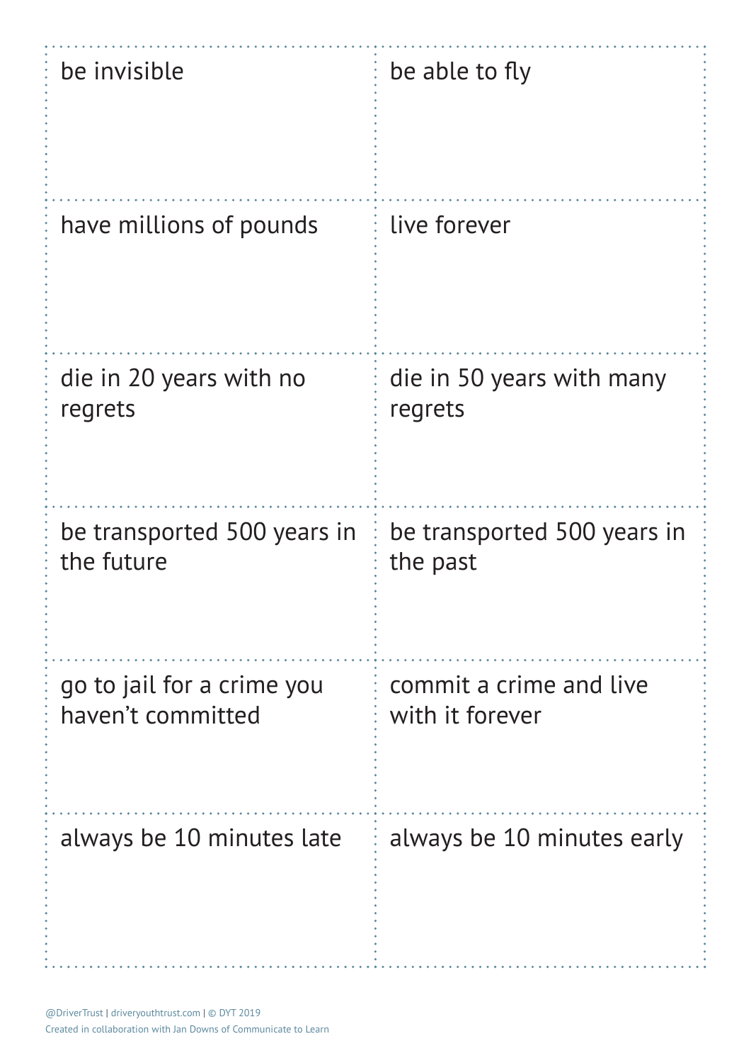| | |
|---|---|
| be invisible | be able to fly |
| have millions of pounds | live forever |
| die in 20 years with no regrets | die in 50 years with many regrets |
| be transported 500 years in the future | be transported 500 years in the past |
| go to jail for a crime you haven't committed | commit a crime and live with it forever |
| always be 10 minutes late | always be 10 minutes early |